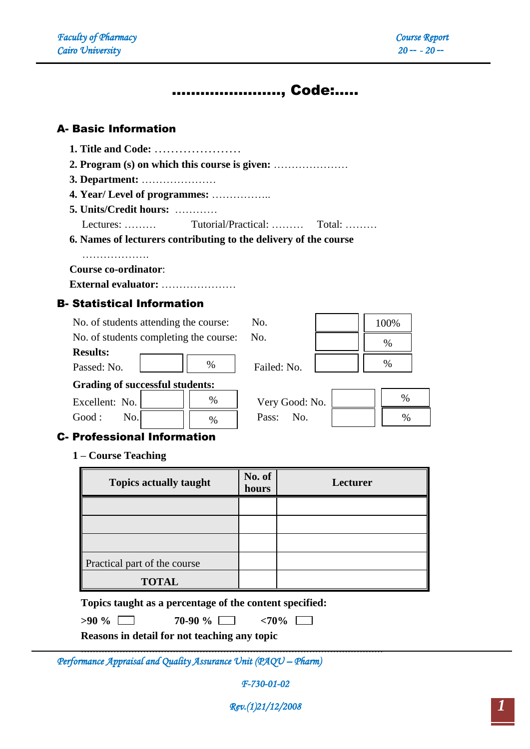# ……………………, Code:…..

## A- Basic Information

1. **Title and Code:** …………………
2. **Program (s) on which this course is given:** …………………
3. **Department:** …………………
4. **Year/ Level of programmes:** ……………..
5. **Units/Credit hours:** …………

   Lectures: ………  Tutorial/Practical: ………  Total: ………

6. **Names of lecturers contributing to the delivery of the course**

   ……………….

**Course co-ordinator**:

**External evaluator:** …………………

## B- Statistical Information

| | | | |
|---|---|---|---|
| No. of students attending the course: | No. | | 100% |
| No. of students completing the course: | No. | | % |

**Results:**

| | | | | | |
|---|---|---|---|---|---|
| Passed: No. | | % | Failed: No. | | % |

**Grading of successful students:**

| | | | | | |
|---|---|---|---|---|---|
| Excellent: No. | | % | Very Good: No. | | % |
| Good : No. | | % | Pass: No. | | % |

## C- Professional Information

**1 – Course Teaching**

| Topics actually taught | No. of hours | Lecturer |
|---|---|---|
| | | |
| | | |
| | | |
| Practical part of the course | | |
| **TOTAL** | | |

**Topics taught as a percentage of the content specified:**

**>90 %** ☐  **70-90 %** ☐  **<70%** ☐

**Reasons in detail for not teaching any topic**

…………………………………………………………………………………………

*Performance Appraisal and Quality Assurance Unit (PAQU – Pharm)*

*F-730-01-02*

*Rev.(1)21/12/2008*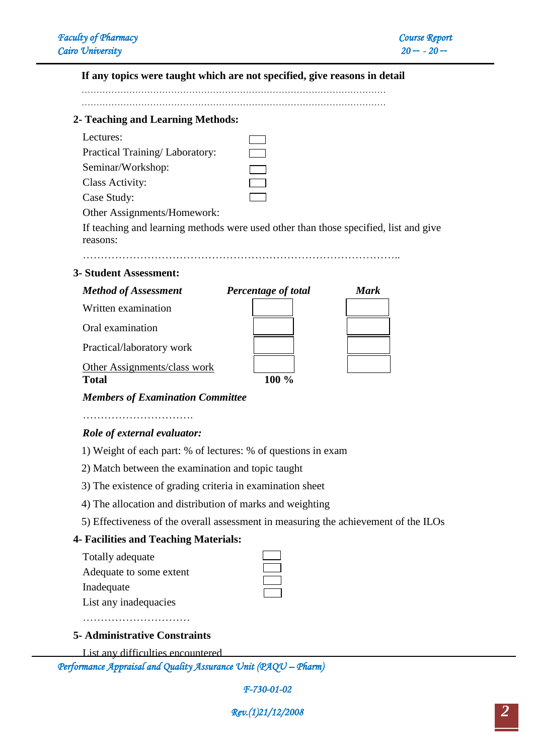**If any topics were taught which are not specified, give reasons in detail**

……………………………………………………………………………………………

……………………………………………………………………………………………

## 2- Teaching and Learning Methods:

| | |
|---|---|
| Lectures: | ☐ |
| Practical Training/ Laboratory: | ☐ |
| Seminar/Workshop: | ☐ |
| Class Activity: | ☐ |
| Case Study: | ☐ |
| Other Assignments/Homework: | |

If teaching and learning methods were used other than those specified, list and give reasons:

………………………………………………………………………………..

## 3- Student Assessment:

| *Method of Assessment* | *Percentage of total* | *Mark* |
|---|---|---|
| Written examination | | |
| Oral examination | | |
| Practical/laboratory work | | |
| Other Assignments/class work | | |
| **Total** | **100 %** | |

***Members of Examination Committee***

……………………………

***Role of external evaluator:***

1) Weight of each part: % of lectures: % of questions in exam

2) Match between the examination and topic taught

3) The existence of grading criteria in examination sheet

4) The allocation and distribution of marks and weighting

5) Effectiveness of the overall assessment in measuring the achievement of the ILOs

## 4- Facilities and Teaching Materials:

| | |
|---|---|
| Totally adequate | ☐ |
| Adequate to some extent | ☐ |
| Inadequate | ☐ |
| List any inadequacies | ☐ |

…………………………

## 5- Administrative Constraints

List any difficulties encountered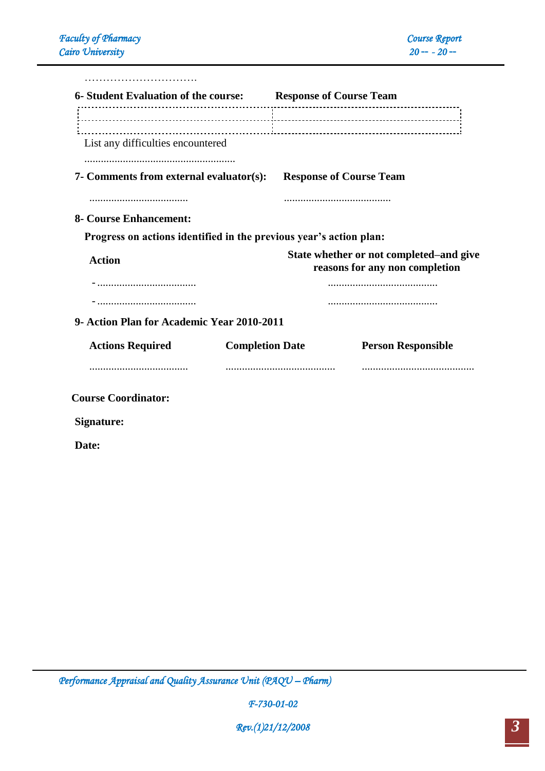……………………………

**6- Student Evaluation of the course:** **Response of Course Team**

| | |
|---|---|
| | |
| | |

List any difficulties encountered

........................................................

**7- Comments from external evaluator(s):** **Response of Course Team**

.................................... .......................................

**8- Course Enhancement:**

**Progress on actions identified in the previous year's action plan:**

| **Action** | **State whether or not completed–and give reasons for any non completion** |
|---|---|
| - .................................... | ........................................ |
| - .................................... | ........................................ |

**9- Action Plan for Academic Year 2010-2011**

| **Actions Required** | **Completion Date** | **Person Responsible** |
|---|---|---|
| .................................... | ........................................ | ......................................... |

**Course Coordinator:**

**Signature:**

**Date:**